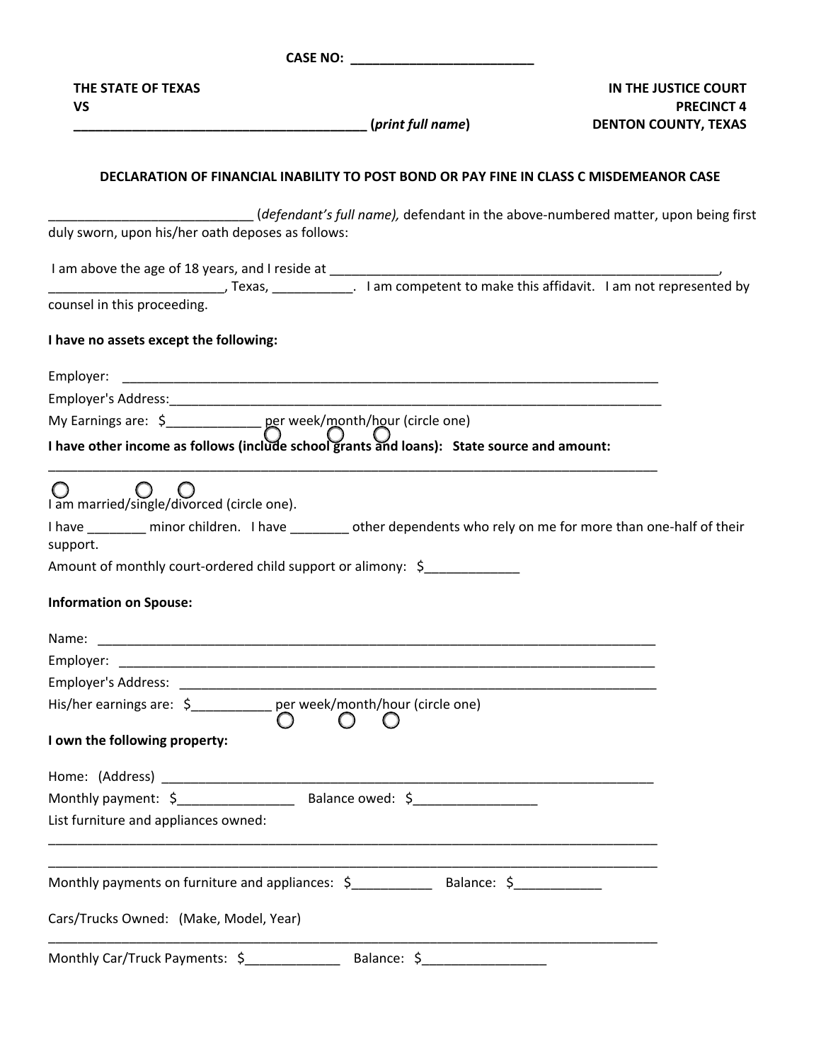**CASE NO: \_\_\_\_\_\_\_\_\_\_\_\_\_\_\_\_\_\_\_\_\_\_\_\_\_**

**THE STATE OF TEXAS** | **IN THE JUSTICE COURT**
**VS** | **PRECINCT 4**
**\_\_\_\_\_\_\_\_\_\_\_\_\_\_\_\_\_\_\_\_\_\_\_\_\_\_\_\_\_\_\_\_\_\_\_\_\_\_\_\_ (*print full name*)** | **DENTON COUNTY, TEXAS**

**DECLARATION OF FINANCIAL INABILITY TO POST BOND OR PAY FINE IN CLASS C MISDEMEANOR CASE**

\_\_\_\_\_\_\_\_\_\_\_\_\_\_\_\_\_\_\_\_\_\_\_\_\_\_\_\_ (*defendant's full name),* defendant in the above-numbered matter, upon being first duly sworn, upon his/her oath deposes as follows:

I am above the age of 18 years, and I reside at \_\_\_\_\_\_\_\_\_\_\_\_\_\_\_\_\_\_\_\_\_\_\_\_\_\_\_\_\_\_\_\_\_\_\_\_\_\_\_\_\_\_\_\_\_\_\_\_\_\_\_\_\_\_\_\_, \_\_\_\_\_\_\_\_\_\_\_\_\_\_\_\_\_\_\_\_\_\_\_\_, Texas, \_\_\_\_\_\_\_\_\_\_\_. I am competent to make this affidavit. I am not represented by counsel in this proceeding.

**I have no assets except the following:**

Employer: \_\_\_\_\_\_\_\_\_\_\_\_\_\_\_\_\_\_\_\_\_\_\_\_\_\_\_\_\_\_\_\_\_\_\_\_\_\_\_\_\_\_\_\_\_\_\_\_\_\_\_\_\_\_\_\_\_\_\_\_\_\_\_\_\_\_\_\_\_\_\_\_

Employer's Address:\_\_\_\_\_\_\_\_\_\_\_\_\_\_\_\_\_\_\_\_\_\_\_\_\_\_\_\_\_\_\_\_\_\_\_\_\_\_\_\_\_\_\_\_\_\_\_\_\_\_\_\_\_\_\_\_\_\_\_\_\_\_\_\_\_\_\_\_\_

My Earnings are: $\_\_\_\_\_\_\_\_\_\_\_\_\_ per week/month/hour (circle one)

**I have other income as follows (include school grants and loans): State source and amount:**

\_\_\_\_\_\_\_\_\_\_\_\_\_\_\_\_\_\_\_\_\_\_\_\_\_\_\_\_\_\_\_\_\_\_\_\_\_\_\_\_\_\_\_\_\_\_\_\_\_\_\_\_\_\_\_\_\_\_\_\_\_\_\_\_\_\_\_\_\_\_\_\_\_\_\_\_\_\_\_\_\_\_\_\_

I am married/single/divorced (circle one).

I have \_\_\_\_\_\_\_\_ minor children. I have \_\_\_\_\_\_\_\_ other dependents who rely on me for more than one-half of their support.

Amount of monthly court-ordered child support or alimony: $\_\_\_\_\_\_\_\_\_\_\_\_\_

**Information on Spouse:**

Name: \_\_\_\_\_\_\_\_\_\_\_\_\_\_\_\_\_\_\_\_\_\_\_\_\_\_\_\_\_\_\_\_\_\_\_\_\_\_\_\_\_\_\_\_\_\_\_\_\_\_\_\_\_\_\_\_\_\_\_\_\_\_\_\_\_\_\_\_\_\_\_\_\_\_\_\_

Employer: \_\_\_\_\_\_\_\_\_\_\_\_\_\_\_\_\_\_\_\_\_\_\_\_\_\_\_\_\_\_\_\_\_\_\_\_\_\_\_\_\_\_\_\_\_\_\_\_\_\_\_\_\_\_\_\_\_\_\_\_\_\_\_\_\_\_\_\_\_\_\_\_\_

Employer's Address: \_\_\_\_\_\_\_\_\_\_\_\_\_\_\_\_\_\_\_\_\_\_\_\_\_\_\_\_\_\_\_\_\_\_\_\_\_\_\_\_\_\_\_\_\_\_\_\_\_\_\_\_\_\_\_\_\_\_\_\_\_\_\_\_\_\_

His/her earnings are: $\_\_\_\_\_\_\_\_\_\_\_ per week/month/hour (circle one)

**I own the following property:**

Home: (Address) \_\_\_\_\_\_\_\_\_\_\_\_\_\_\_\_\_\_\_\_\_\_\_\_\_\_\_\_\_\_\_\_\_\_\_\_\_\_\_\_\_\_\_\_\_\_\_\_\_\_\_\_\_\_\_\_\_\_\_\_\_\_\_\_\_\_\_\_

Monthly payment: $\_\_\_\_\_\_\_\_\_\_\_\_\_\_\_\_ Balance owed: $\_\_\_\_\_\_\_\_\_\_\_\_\_\_\_\_\_

List furniture and appliances owned:

\_\_\_\_\_\_\_\_\_\_\_\_\_\_\_\_\_\_\_\_\_\_\_\_\_\_\_\_\_\_\_\_\_\_\_\_\_\_\_\_\_\_\_\_\_\_\_\_\_\_\_\_\_\_\_\_\_\_\_\_\_\_\_\_\_\_\_\_\_\_\_\_\_\_\_\_\_\_\_\_\_\_\_\_

\_\_\_\_\_\_\_\_\_\_\_\_\_\_\_\_\_\_\_\_\_\_\_\_\_\_\_\_\_\_\_\_\_\_\_\_\_\_\_\_\_\_\_\_\_\_\_\_\_\_\_\_\_\_\_\_\_\_\_\_\_\_\_\_\_\_\_\_\_\_\_\_\_\_\_\_\_\_\_\_\_\_\_\_

Monthly payments on furniture and appliances: $\_\_\_\_\_\_\_\_\_\_\_ Balance: $\_\_\_\_\_\_\_\_\_\_\_\_

Cars/Trucks Owned: (Make, Model, Year)

\_\_\_\_\_\_\_\_\_\_\_\_\_\_\_\_\_\_\_\_\_\_\_\_\_\_\_\_\_\_\_\_\_\_\_\_\_\_\_\_\_\_\_\_\_\_\_\_\_\_\_\_\_\_\_\_\_\_\_\_\_\_\_\_\_\_\_\_\_\_\_\_\_\_\_\_\_\_\_\_\_\_\_\_

Monthly Car/Truck Payments: $\_\_\_\_\_\_\_\_\_\_\_\_\_ Balance: $\_\_\_\_\_\_\_\_\_\_\_\_\_\_\_\_\_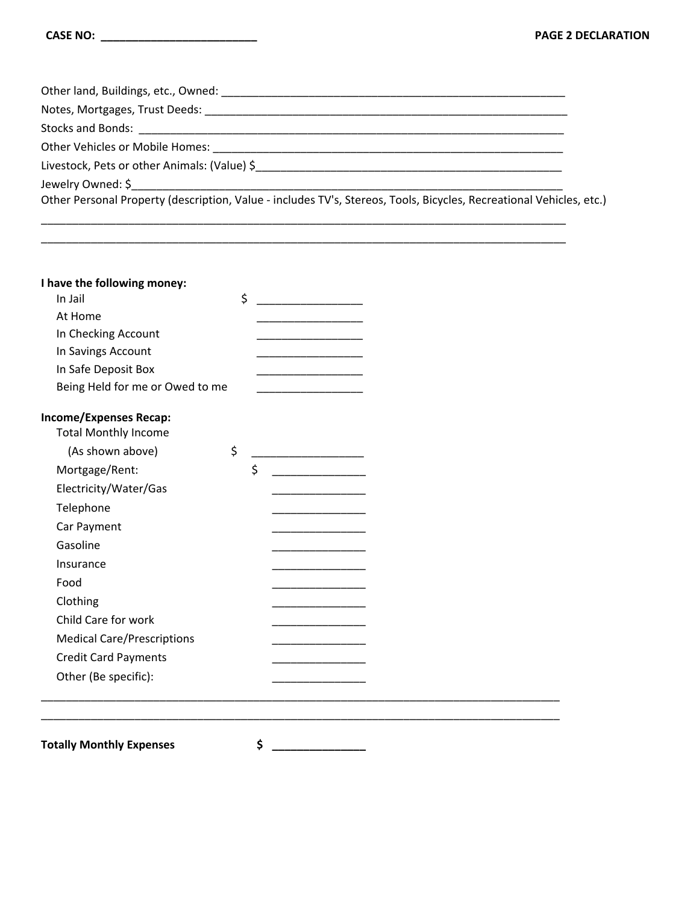**CASE NO: ________________________** **PAGE 2 DECLARATION**

Other land, Buildings, etc., Owned: ________________________________________________________

Notes, Mortgages, Trust Deeds: ____________________________________________________________

Stocks and Bonds: _______________________________________________________________________

Other Vehicles or Mobile Homes: ___________________________________________________________

Livestock, Pets or other Animals: (Value) $__________________________________________________

Jewelry Owned: $________________________________________________________________________

Other Personal Property (description, Value - includes TV's, Stereos, Tools, Bicycles, Recreational Vehicles, etc.)

_________________________________________________________________________________________

_________________________________________________________________________________________

**I have the following money:**

| | |
|---|---|
| In Jail | $ ________________ |
| At Home | ________________ |
| In Checking Account | ________________ |
| In Savings Account | ________________ |
| In Safe Deposit Box | ________________ |
| Being Held for me or Owed to me | ________________ |

**Income/Expenses Recap:**

| | |
|---|---|
| Total Monthly Income (As shown above) | $ _________________ |
| Mortgage/Rent: | $ ______________ |
| Electricity/Water/Gas | ______________ |
| Telephone | ______________ |
| Car Payment | ______________ |
| Gasoline | ______________ |
| Insurance | ______________ |
| Food | ______________ |
| Clothing | ______________ |
| Child Care for work | ______________ |
| Medical Care/Prescriptions | ______________ |
| Credit Card Payments | ______________ |
| Other (Be specific): | ______________ |

_________________________________________________________________________________________

_________________________________________________________________________________________

**Totally Monthly Expenses** **$ ______________**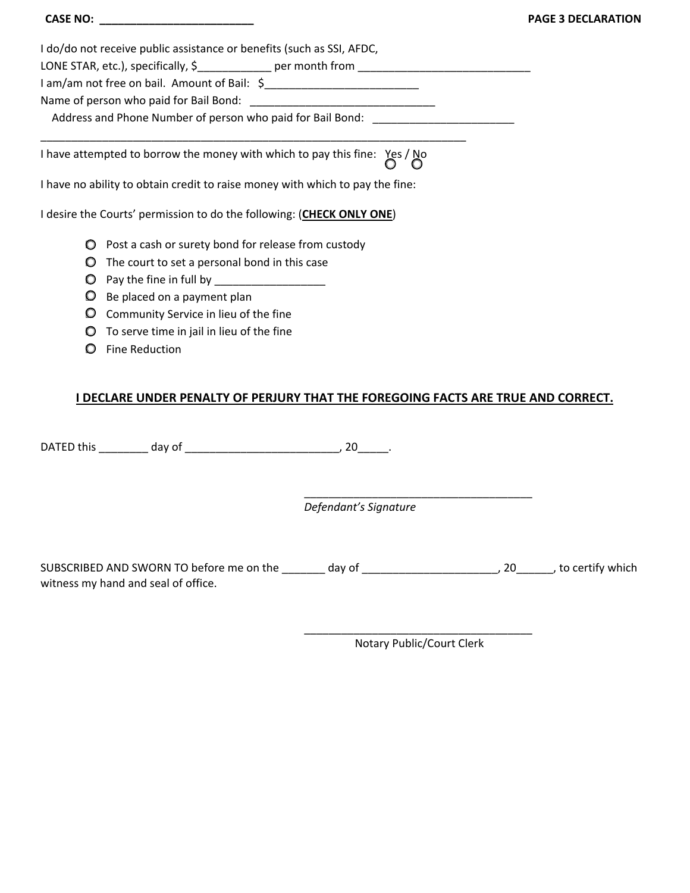**CASE NO: \_\_\_\_\_\_\_\_\_\_\_\_\_\_\_\_\_\_\_\_\_\_\_\_\_\_ PAGE 3 DECLARATION**

I do/do not receive public assistance or benefits (such as SSI, AFDC, LONE STAR, etc.), specifically, $\_\_\_\_\_\_\_\_\_\_\_\_ per month from \_\_\_\_\_\_\_\_\_\_\_\_\_\_\_\_\_\_\_\_\_\_\_\_\_\_\_\_\_\_

I am/am not free on bail. Amount of Bail: $\_\_\_\_\_\_\_\_\_\_\_\_\_\_\_\_\_\_\_\_\_\_\_\_\_\_

Name of person who paid for Bail Bond: \_\_\_\_\_\_\_\_\_\_\_\_\_\_\_\_\_\_\_\_\_\_\_\_\_\_\_\_\_\_\_\_

Address and Phone Number of person who paid for Bail Bond: \_\_\_\_\_\_\_\_\_\_\_\_\_\_\_\_\_\_\_\_\_\_\_\_\_

\_\_\_\_\_\_\_\_\_\_\_\_\_\_\_\_\_\_\_\_\_\_\_\_\_\_\_\_\_\_\_\_\_\_\_\_\_\_\_\_\_\_\_\_\_\_\_\_\_\_\_\_\_\_\_\_\_\_\_\_\_\_\_\_\_\_\_\_\_\_\_\_\_\_\_\_

I have attempted to borrow the money with which to pay this fine: Yes / No
○ ○

I have no ability to obtain credit to raise money with which to pay the fine:

I desire the Courts' permission to do the following: (**CHECK ONLY ONE**)

- ○ Post a cash or surety bond for release from custody
- ○ The court to set a personal bond in this case
- ○ Pay the fine in full by \_\_\_\_\_\_\_\_\_\_\_\_\_\_\_\_\_\_
- ○ Be placed on a payment plan
- ○ Community Service in lieu of the fine
- ○ To serve time in jail in lieu of the fine
- ○ Fine Reduction

**I DECLARE UNDER PENALTY OF PERJURY THAT THE FOREGOING FACTS ARE TRUE AND CORRECT.**

DATED this \_\_\_\_\_\_\_\_ day of \_\_\_\_\_\_\_\_\_\_\_\_\_\_\_\_\_\_\_\_\_\_\_\_\_\_, 20\_\_\_\_\_.

\_\_\_\_\_\_\_\_\_\_\_\_\_\_\_\_\_\_\_\_\_\_\_\_\_\_\_\_\_\_\_\_\_\_\_\_\_\_\_\_
*Defendant's Signature*

SUBSCRIBED AND SWORN TO before me on the \_\_\_\_\_\_\_ day of \_\_\_\_\_\_\_\_\_\_\_\_\_\_\_\_\_\_\_\_\_\_, 20\_\_\_\_\_\_, to certify which witness my hand and seal of office.

\_\_\_\_\_\_\_\_\_\_\_\_\_\_\_\_\_\_\_\_\_\_\_\_\_\_\_\_\_\_\_\_\_\_\_\_\_\_\_\_
Notary Public/Court Clerk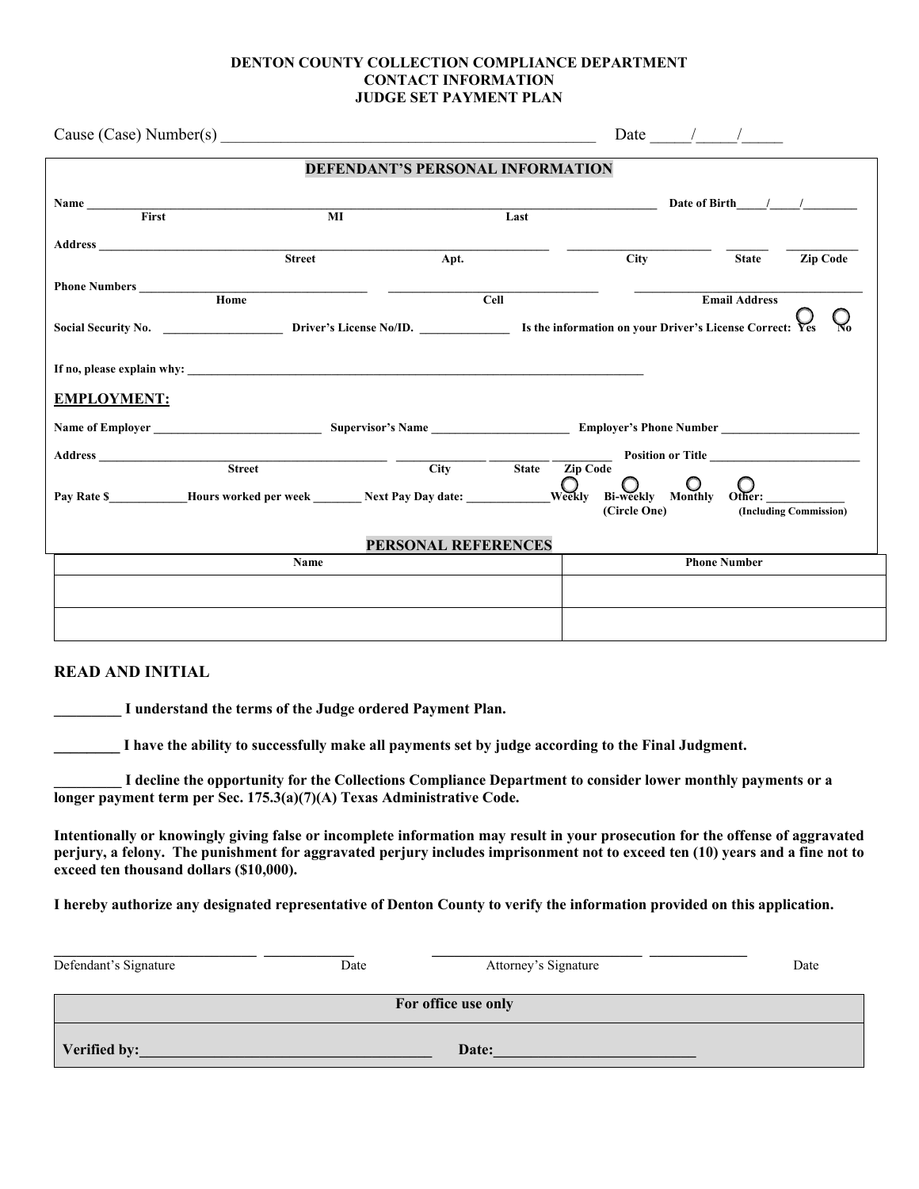**DENTON COUNTY COLLECTION COMPLIANCE DEPARTMENT**
**CONTACT INFORMATION**
**JUDGE SET PAYMENT PLAN**

Cause (Case) Number(s) ____________________________________________ Date _____/_____/_____

## DEFENDANT'S PERSONAL INFORMATION

**Name** ______________________________________________________________ **Date of Birth**_____/_____/_________
First MI Last

**Address** ______________________________________________________ ____________________ ______ __________
Street Apt. City State Zip Code

**Phone Numbers** ______________________________ ______________________________ ______________________________
Home Cell Email Address

**Social Security No.** ___________________ **Driver's License No/ID.** ______________ **Is the information on your Driver's License Correct:** Yes No

**If no, please explain why:** ______________________________________________________________________

## EMPLOYMENT:

**Name of Employer** __________________________ **Supervisor's Name** _____________________ **Employer's Phone Number** _____________________

**Address** _____________________________________________ _____________ _________ ________ **Position or Title** _______________________
Street City State Zip Code

**Pay Rate $**____________**Hours worked per week** ________ **Next Pay Day date:** _____________ **Weekly Bi-weekly Monthly Other:** ____________
(Circle One) (Including Commission)

## PERSONAL REFERENCES

| Name | Phone Number |
|---|---|
| | |
| | |

## READ AND INITIAL

**________ I understand the terms of the Judge ordered Payment Plan.**

**________ I have the ability to successfully make all payments set by judge according to the Final Judgment.**

**________ I decline the opportunity for the Collections Compliance Department to consider lower monthly payments or a longer payment term per Sec. 175.3(a)(7)(A) Texas Administrative Code.**

**Intentionally or knowingly giving false or incomplete information may result in your prosecution for the offense of aggravated perjury, a felony. The punishment for aggravated perjury includes imprisonment not to exceed ten (10) years and a fine not to exceed ten thousand dollars ($10,000).**

**I hereby authorize any designated representative of Denton County to verify the information provided on this application.**

___________________________ ____________ ___________________________ _____________
Defendant's Signature Date Attorney's Signature Date

| For office use only | |
|---|---|
| **Verified by:**_______________________________________ | **Date:**___________________________ |